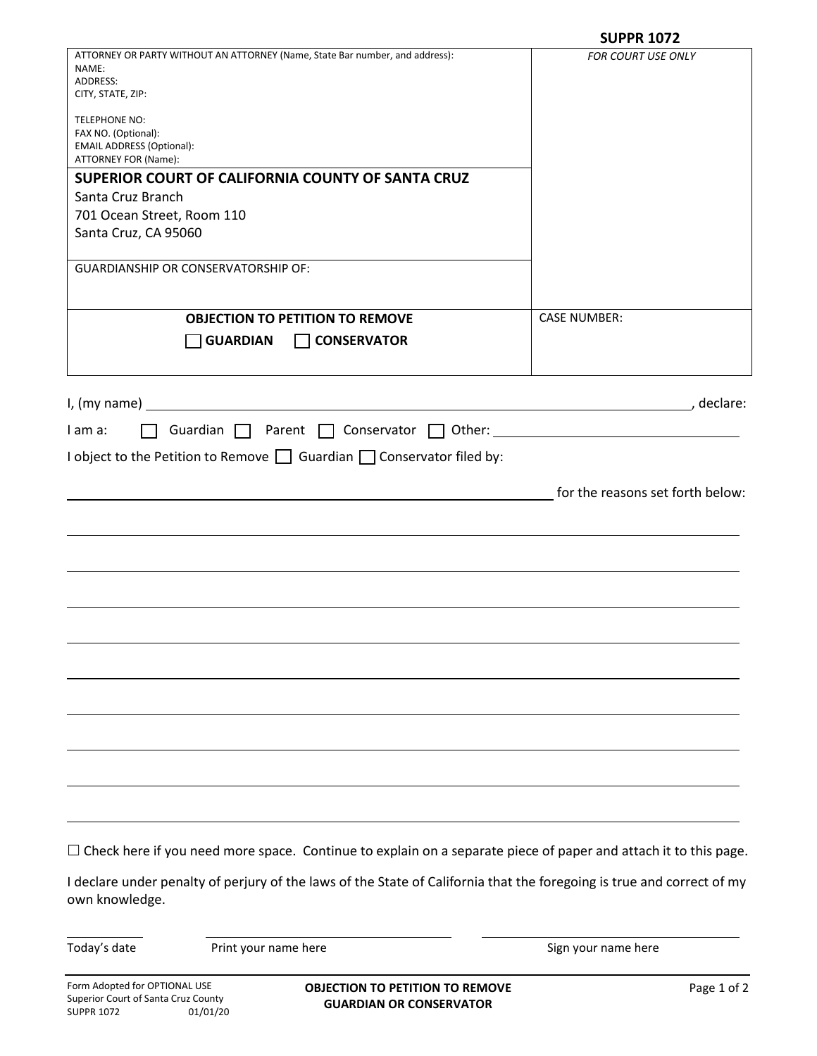**SUPPR 1072**

| ATTORNEY OR PARTY WITHOUT AN ATTORNEY (Name, State Bar number, and address): | *FOR COURT USE ONLY* |
|---|---|
| NAME:<br>ADDRESS:<br>CITY, STATE, ZIP:<br><br>TELEPHONE NO:<br>FAX NO. (Optional):<br>EMAIL ADDRESS (Optional):<br>ATTORNEY FOR (Name): | |
| **SUPERIOR COURT OF CALIFORNIA COUNTY OF SANTA CRUZ**<br>Santa Cruz Branch<br>701 Ocean Street, Room 110<br>Santa Cruz, CA 95060 | |
| GUARDIANSHIP OR CONSERVATORSHIP OF: | |
| **OBJECTION TO PETITION TO REMOVE**<br>☐ **GUARDIAN** ☐ **CONSERVATOR** | CASE NUMBER: |

I, (my name) ______________________________________________, declare:

I am a: ☐ Guardian ☐ Parent ☐ Conservator ☐ Other: ____________________

I object to the Petition to Remove ☐ Guardian ☐ Conservator filed by:

______________________________________________ for the reasons set forth below:

______________________________________________

______________________________________________

______________________________________________

______________________________________________

______________________________________________

______________________________________________

______________________________________________

______________________________________________

______________________________________________

☐ Check here if you need more space. Continue to explain on a separate piece of paper and attach it to this page.

I declare under penalty of perjury of the laws of the State of California that the foregoing is true and correct of my own knowledge.

| ____________ | ____________________ | ____________________ |
|---|---|---|
| Today's date | Print your name here | Sign your name here |

Form Adopted for OPTIONAL USE
Superior Court of Santa Cruz County
SUPPR 1072 01/01/20

**OBJECTION TO PETITION TO REMOVE GUARDIAN OR CONSERVATOR**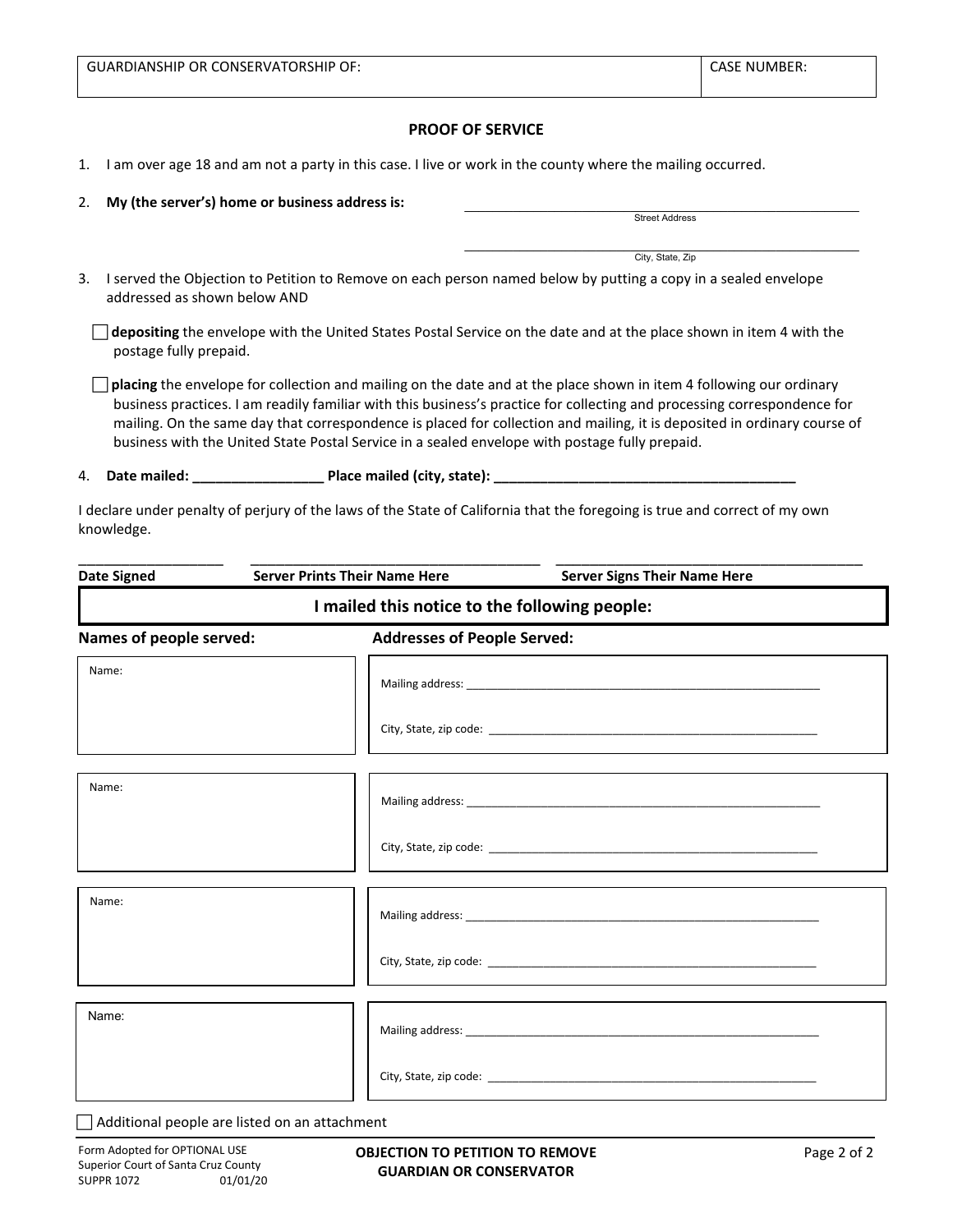| GUARDIANSHIP OR CONSERVATORSHIP OF: | CASE NUMBER: |
| --- | --- |
| | |

## PROOF OF SERVICE

1. I am over age 18 and am not a party in this case. I live or work in the county where the mailing occurred.

2. **My (the server's) home or business address is:** ______________________________
   Street Address
   ______________________________
   City, State, Zip

3. I served the Objection to Petition to Remove on each person named below by putting a copy in a sealed envelope addressed as shown below AND

   ☐ **depositing** the envelope with the United States Postal Service on the date and at the place shown in item 4 with the postage fully prepaid.

   ☐ **placing** the envelope for collection and mailing on the date and at the place shown in item 4 following our ordinary business practices. I am readily familiar with this business's practice for collecting and processing correspondence for mailing. On the same day that correspondence is placed for collection and mailing, it is deposited in ordinary course of business with the United State Postal Service in a sealed envelope with postage fully prepaid.

4. **Date mailed: ________________ Place mailed (city, state): ______________________________**

I declare under penalty of perjury of the laws of the State of California that the foregoing is true and correct of my own knowledge.

| ________________ | ______________________________ | ______________________________ |
| --- | --- | --- |
| **Date Signed** | **Server Prints Their Name Here** | **Server Signs Their Name Here** |

### I mailed this notice to the following people:

| **Names of people served:** | **Addresses of People Served:** |
| --- | --- |
| Name: | Mailing address: ______________________________ <br> City, State, zip code: ______________________________ |
| Name: | Mailing address: ______________________________ <br> City, State, zip code: ______________________________ |
| Name: | Mailing address: ______________________________ <br> City, State, zip code: ______________________________ |
| Name: | Mailing address: ______________________________ <br> City, State, zip code: ______________________________ |

☐ Additional people are listed on an attachment

Form Adopted for OPTIONAL USE
Superior Court of Santa Cruz County
SUPPR 1072 01/01/20

**OBJECTION TO PETITION TO REMOVE GUARDIAN OR CONSERVATOR**